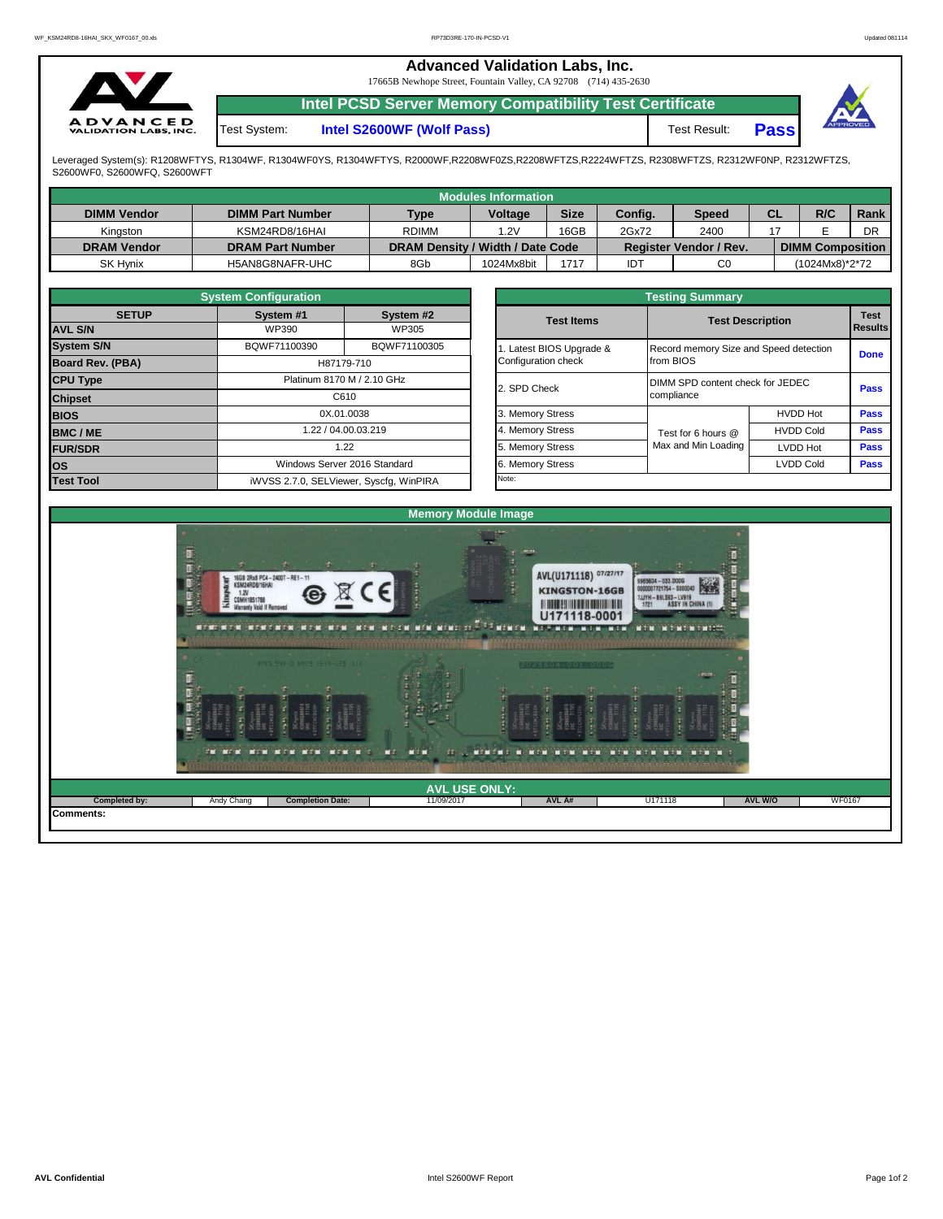# Advanced Validation Labs, Inc.

17665B Newhope Street, Fountain Valley, CA 92708 (714) 435-2630

## Intel PCSD Server Memory Compatibility Test Certificate

Test System: **Intel S2600WF (Wolf Pass)** Test Result: **Pass**

Leveraged System(s): R1208WFTYS, R1304WF, R1304WF0YS, R1304WFTYS, R2000WF,R2208WF0ZS,R2208WFTZS,R2224WFTZS, R2308WFTZS, R2312WF0NP, R2312WFTZS, S2600WF0, S2600WFQ, S2600WFT

| Modules Information | | | | | | | | | |
|---|---|---|---|---|---|---|---|---|---|
| **DIMM Vendor** | **DIMM Part Number** | **Type** | **Voltage** | **Size** | **Config.** | **Speed** | **CL** | **R/C** | **Rank** |
| Kingston | KSM24RD8/16HAI | RDIMM | 1.2V | 16GB | 2Gx72 | 2400 | 17 | E | DR |
| **DRAM Vendor** | **DRAM Part Number** | **DRAM Density / Width / Date Code** | | | **Register Vendor / Rev.** | | **DIMM Composition** | | |
| SK Hynix | H5AN8G8NAFR-UHC | 8Gb | 1024Mx8bit | 1717 | IDT | C0 | (1024Mx8)*2*72 | | |

| System Configuration | | |
|---|---|---|
| **SETUP** | **System #1** | **System #2** |
| **AVL S/N** | WP390 | WP305 |
| **System S/N** | BQWF71100390 | BQWF71100305 |
| **Board Rev. (PBA)** | H87179-710 | |
| **CPU Type** | Platinum 8170 M / 2.10 GHz | |
| **Chipset** | C610 | |
| **BIOS** | 0X.01.0038 | |
| **BMC / ME** | 1.22 / 04.00.03.219 | |
| **FUR/SDR** | 1.22 | |
| **OS** | Windows Server 2016 Standard | |
| **Test Tool** | iWVSS 2.7.0, SELViewer, Syscfg, WinPIRA | |

| Testing Summary | | | |
|---|---|---|---|
| **Test Items** | **Test Description** | | **Test Results** |
| 1. Latest BIOS Upgrade & Configuration check | Record memory Size and Speed detection from BIOS | | **Done** |
| 2. SPD Check | DIMM SPD content check for JEDEC compliance | | **Pass** |
| 3. Memory Stress | Test for 6 hours @ Max and Min Loading | HVDD Hot | **Pass** |
| 4. Memory Stress | | HVDD Cold | **Pass** |
| 5. Memory Stress | | LVDD Hot | **Pass** |
| 6. Memory Stress | | LVDD Cold | **Pass** |
| Note: | | | |

## Memory Module Image

## AVL USE ONLY:

| **Completed by:** | Andy Chang | **Completion Date:** | 11/09/2017 | **AVL A#** | U171118 | **AVL W/O** | WF0167 |
|---|---|---|---|---|---|---|---|

**Comments:**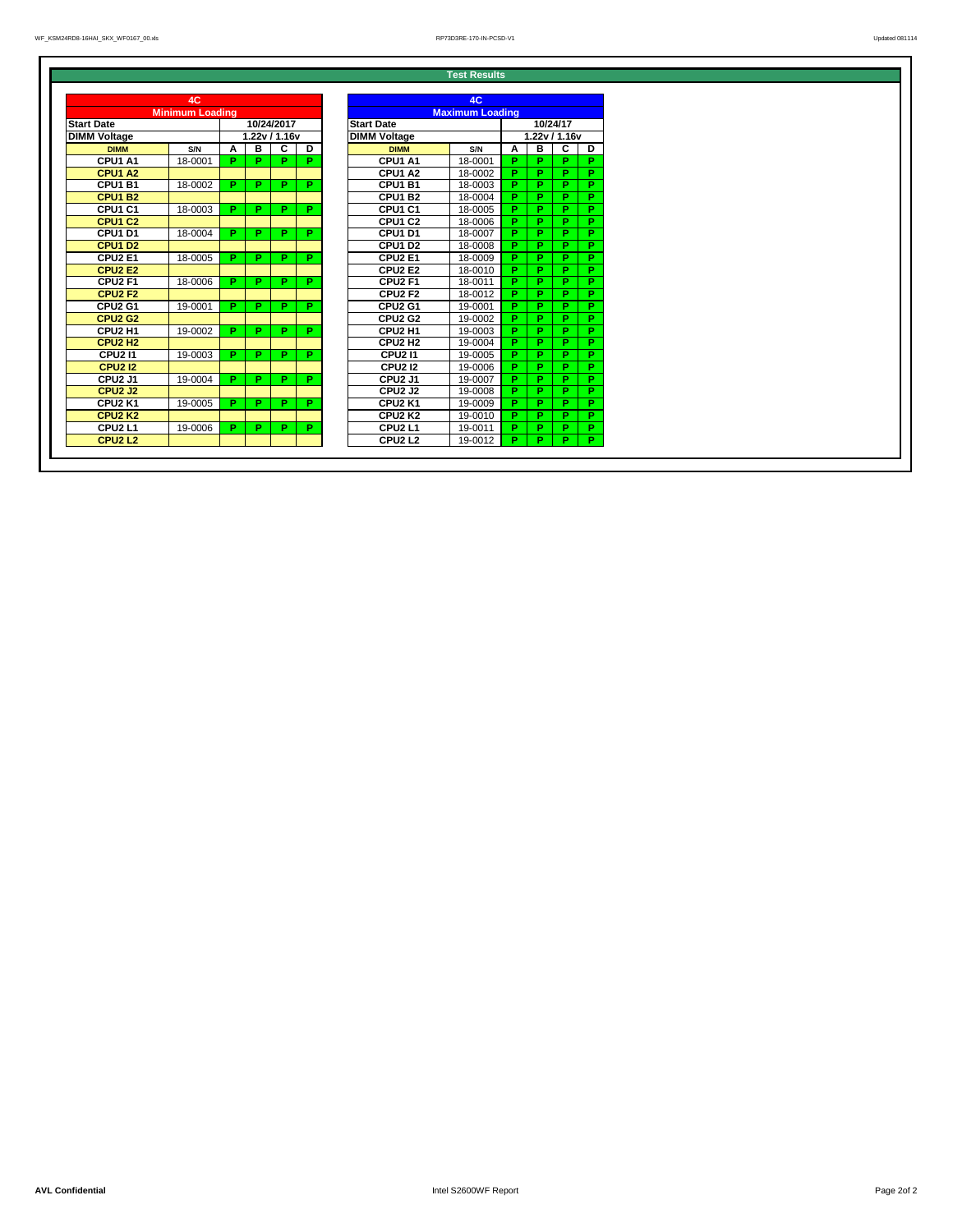## Test Results

| 4C Minimum Loading | | | | | |
|---|---|---|---|---|---|
| Start Date | | 10/24/2017 | | | |
| DIMM Voltage | | 1.22v / 1.16v | | | |
| DIMM | S/N | A | B | C | D |
| CPU1 A1 | 18-0001 | P | P | P | P |
| CPU1 A2 | | | | | |
| CPU1 B1 | 18-0002 | P | P | P | P |
| CPU1 B2 | | | | | |
| CPU1 C1 | 18-0003 | P | P | P | P |
| CPU1 C2 | | | | | |
| CPU1 D1 | 18-0004 | P | P | P | P |
| CPU1 D2 | | | | | |
| CPU2 E1 | 18-0005 | P | P | P | P |
| CPU2 E2 | | | | | |
| CPU2 F1 | 18-0006 | P | P | P | P |
| CPU2 F2 | | | | | |
| CPU2 G1 | 19-0001 | P | P | P | P |
| CPU2 G2 | | | | | |
| CPU2 H1 | 19-0002 | P | P | P | P |
| CPU2 H2 | | | | | |
| CPU2 I1 | 19-0003 | P | P | P | P |
| CPU2 I2 | | | | | |
| CPU2 J1 | 19-0004 | P | P | P | P |
| CPU2 J2 | | | | | |
| CPU2 K1 | 19-0005 | P | P | P | P |
| CPU2 K2 | | | | | |
| CPU2 L1 | 19-0006 | P | P | P | P |
| CPU2 L2 | | | | | |

| 4C Maximum Loading | | | | | |
|---|---|---|---|---|---|
| Start Date | | 10/24/17 | | | |
| DIMM Voltage | | 1.22v / 1.16v | | | |
| DIMM | S/N | A | B | C | D |
| CPU1 A1 | 18-0001 | P | P | P | P |
| CPU1 A2 | 18-0002 | P | P | P | P |
| CPU1 B1 | 18-0003 | P | P | P | P |
| CPU1 B2 | 18-0004 | P | P | P | P |
| CPU1 C1 | 18-0005 | P | P | P | P |
| CPU1 C2 | 18-0006 | P | P | P | P |
| CPU1 D1 | 18-0007 | P | P | P | P |
| CPU1 D2 | 18-0008 | P | P | P | P |
| CPU2 E1 | 18-0009 | P | P | P | P |
| CPU2 E2 | 18-0010 | P | P | P | P |
| CPU2 F1 | 18-0011 | P | P | P | P |
| CPU2 F2 | 18-0012 | P | P | P | P |
| CPU2 G1 | 19-0001 | P | P | P | P |
| CPU2 G2 | 19-0002 | P | P | P | P |
| CPU2 H1 | 19-0003 | P | P | P | P |
| CPU2 H2 | 19-0004 | P | P | P | P |
| CPU2 I1 | 19-0005 | P | P | P | P |
| CPU2 I2 | 19-0006 | P | P | P | P |
| CPU2 J1 | 19-0007 | P | P | P | P |
| CPU2 J2 | 19-0008 | P | P | P | P |
| CPU2 K1 | 19-0009 | P | P | P | P |
| CPU2 K2 | 19-0010 | P | P | P | P |
| CPU2 L1 | 19-0011 | P | P | P | P |
| CPU2 L2 | 19-0012 | P | P | P | P |